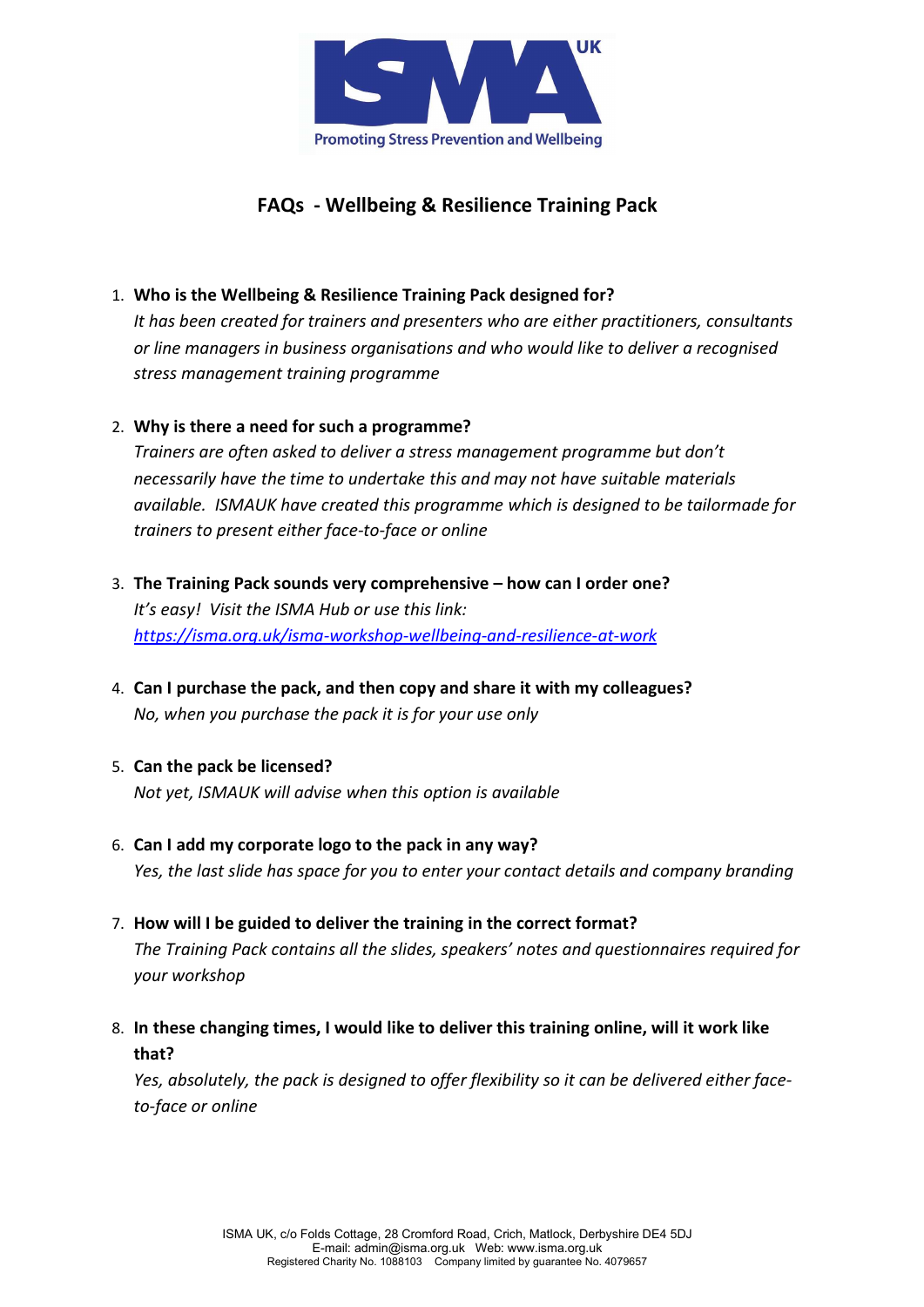# FAQs - Wellbeing & Resilience Training Pack

1. **Who is the Wellbeing & Resilience Training Pack designed for?**
   *It has been created for trainers and presenters who are either practitioners, consultants or line managers in business organisations and who would like to deliver a recognised stress management training programme*

2. **Why is there a need for such a programme?**
   *Trainers are often asked to deliver a stress management programme but don't necessarily have the time to undertake this and may not have suitable materials available. ISMAUK have created this programme which is designed to be tailormade for trainers to present either face-to-face or online*

3. **The Training Pack sounds very comprehensive – how can I order one?**
   *It's easy! Visit the ISMA Hub or use this link:*
   *https://isma.org.uk/isma-workshop-wellbeing-and-resilience-at-work*

4. **Can I purchase the pack, and then copy and share it with my colleagues?**
   *No, when you purchase the pack it is for your use only*

5. **Can the pack be licensed?**
   *Not yet, ISMAUK will advise when this option is available*

6. **Can I add my corporate logo to the pack in any way?**
   *Yes, the last slide has space for you to enter your contact details and company branding*

7. **How will I be guided to deliver the training in the correct format?**
   *The Training Pack contains all the slides, speakers' notes and questionnaires required for your workshop*

8. **In these changing times, I would like to deliver this training online, will it work like that?**
   *Yes, absolutely, the pack is designed to offer flexibility so it can be delivered either face-to-face or online*

ISMA UK, c/o Folds Cottage, 28 Cromford Road, Crich, Matlock, Derbyshire DE4 5DJ
E-mail: admin@isma.org.uk Web: www.isma.org.uk
Registered Charity No. 1088103 Company limited by guarantee No. 4079657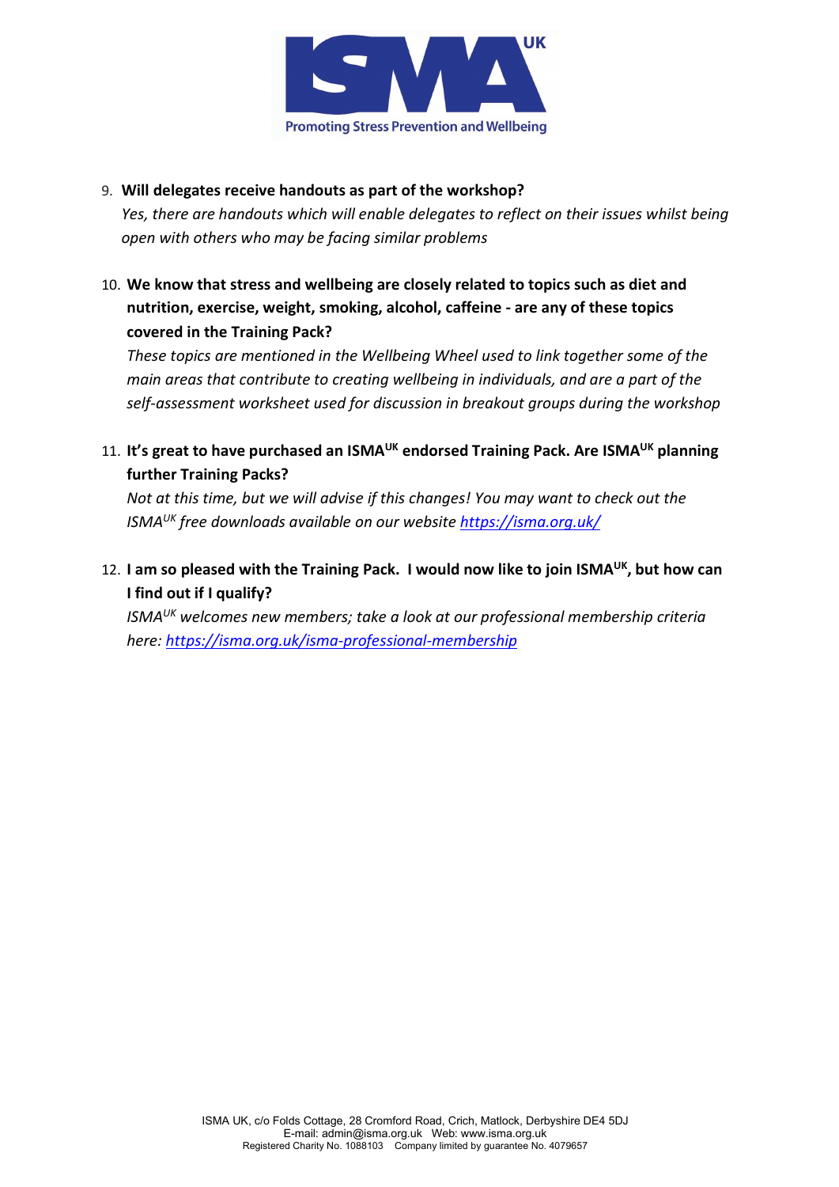9. **Will delegates receive handouts as part of the workshop?**
   *Yes, there are handouts which will enable delegates to reflect on their issues whilst being open with others who may be facing similar problems*

10. **We know that stress and wellbeing are closely related to topics such as diet and nutrition, exercise, weight, smoking, alcohol, caffeine - are any of these topics covered in the Training Pack?**
    *These topics are mentioned in the Wellbeing Wheel used to link together some of the main areas that contribute to creating wellbeing in individuals, and are a part of the self-assessment worksheet used for discussion in breakout groups during the workshop*

11. **It's great to have purchased an ISMA[UK] endorsed Training Pack. Are ISMA[UK] planning further Training Packs?**
    *Not at this time, but we will advise if this changes! You may want to check out the ISMA[UK] free downloads available on our website [https://isma.org.uk/](https://isma.org.uk/)*

12. **I am so pleased with the Training Pack. I would now like to join ISMA[UK], but how can I find out if I qualify?**
    *ISMA[UK] welcomes new members; take a look at our professional membership criteria here: [https://isma.org.uk/isma-professional-membership](https://isma.org.uk/isma-professional-membership)*

ISMA UK, c/o Folds Cottage, 28 Cromford Road, Crich, Matlock, Derbyshire DE4 5DJ
E-mail: admin@isma.org.uk Web: www.isma.org.uk
Registered Charity No. 1088103 Company limited by guarantee No. 4079657